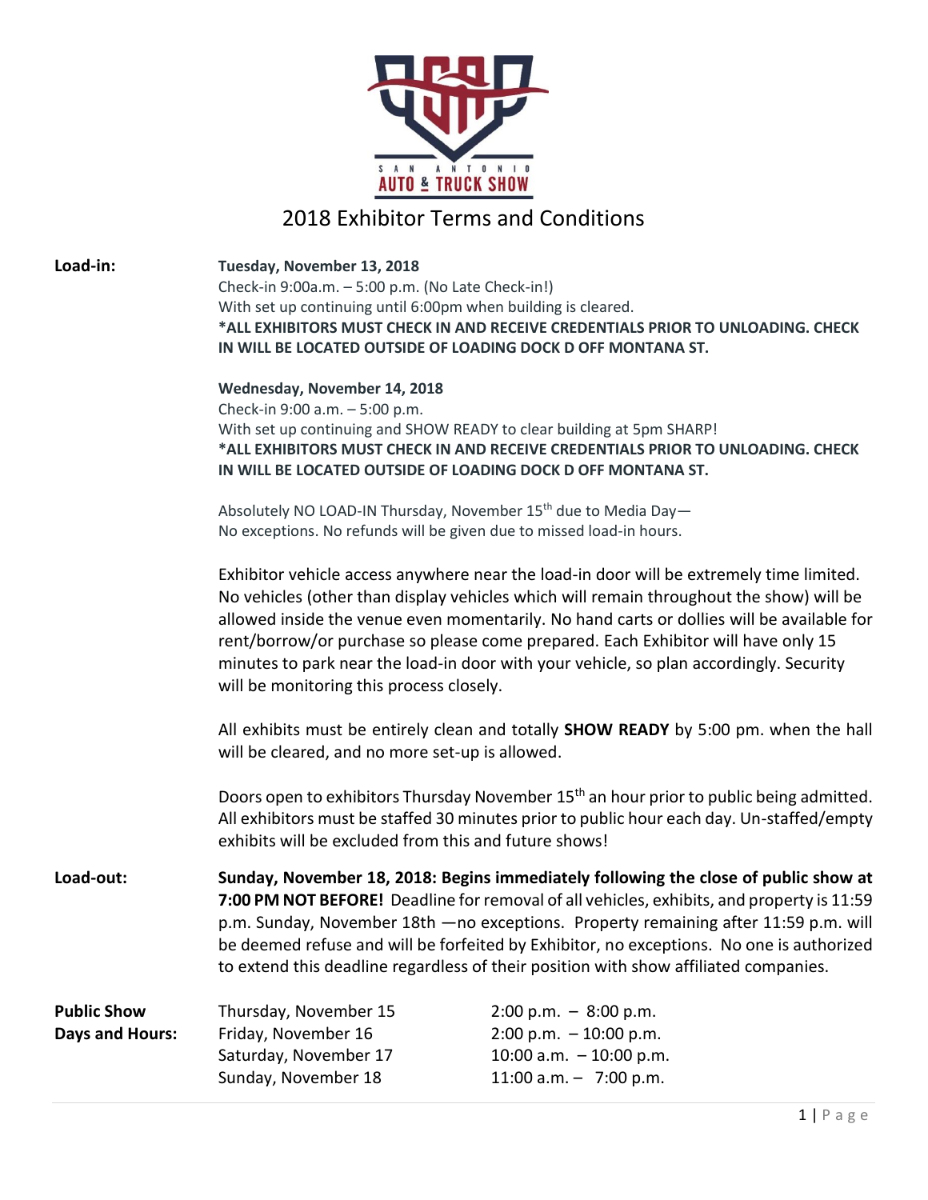SAN ANTONIO AUTO & TRUCK SHOW

# 2018 Exhibitor Terms and Conditions

**Load-in:**

**Tuesday, November 13, 2018**
Check-in 9:00a.m. – 5:00 p.m. (No Late Check-in!)
With set up continuing until 6:00pm when building is cleared.
**\*ALL EXHIBITORS MUST CHECK IN AND RECEIVE CREDENTIALS PRIOR TO UNLOADING. CHECK IN WILL BE LOCATED OUTSIDE OF LOADING DOCK D OFF MONTANA ST.**

**Wednesday, November 14, 2018**
Check-in 9:00 a.m. – 5:00 p.m.
With set up continuing and SHOW READY to clear building at 5pm SHARP!
**\*ALL EXHIBITORS MUST CHECK IN AND RECEIVE CREDENTIALS PRIOR TO UNLOADING. CHECK IN WILL BE LOCATED OUTSIDE OF LOADING DOCK D OFF MONTANA ST.**

Absolutely NO LOAD-IN Thursday, November 15th due to Media Day—
No exceptions. No refunds will be given due to missed load-in hours.

Exhibitor vehicle access anywhere near the load-in door will be extremely time limited. No vehicles (other than display vehicles which will remain throughout the show) will be allowed inside the venue even momentarily. No hand carts or dollies will be available for rent/borrow/or purchase so please come prepared. Each Exhibitor will have only 15 minutes to park near the load-in door with your vehicle, so plan accordingly. Security will be monitoring this process closely.

All exhibits must be entirely clean and totally **SHOW READY** by 5:00 pm. when the hall will be cleared, and no more set-up is allowed.

Doors open to exhibitors Thursday November 15th an hour prior to public being admitted. All exhibitors must be staffed 30 minutes prior to public hour each day. Un-staffed/empty exhibits will be excluded from this and future shows!

**Load-out:**

**Sunday, November 18, 2018: Begins immediately following the close of public show at 7:00 PM NOT BEFORE!** Deadline for removal of all vehicles, exhibits, and property is 11:59 p.m. Sunday, November 18th —no exceptions. Property remaining after 11:59 p.m. will be deemed refuse and will be forfeited by Exhibitor, no exceptions. No one is authorized to extend this deadline regardless of their position with show affiliated companies.

**Public Show Days and Hours:**

| | |
|---|---|
| Thursday, November 15 | 2:00 p.m. – 8:00 p.m. |
| Friday, November 16 | 2:00 p.m. – 10:00 p.m. |
| Saturday, November 17 | 10:00 a.m. – 10:00 p.m. |
| Sunday, November 18 | 11:00 a.m. – 7:00 p.m. |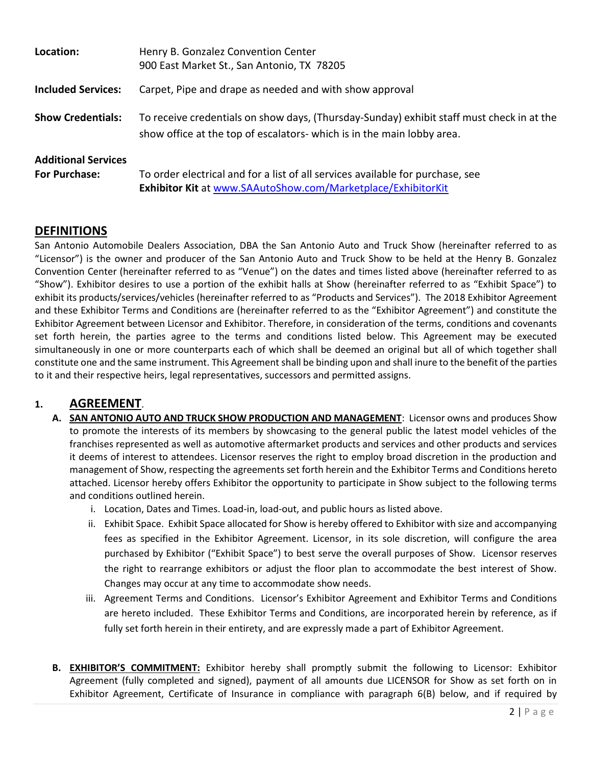**Location:** Henry B. Gonzalez Convention Center
900 East Market St., San Antonio, TX 78205

**Included Services:** Carpet, Pipe and drape as needed and with show approval

**Show Credentials:** To receive credentials on show days, (Thursday-Sunday) exhibit staff must check in at the show office at the top of escalators- which is in the main lobby area.

**Additional Services For Purchase:** To order electrical and for a list of all services available for purchase, see **Exhibitor Kit** at [www.SAAutoShow.com/Marketplace/ExhibitorKit](www.SAAutoShow.com/Marketplace/ExhibitorKit)

## DEFINITIONS

San Antonio Automobile Dealers Association, DBA the San Antonio Auto and Truck Show (hereinafter referred to as "Licensor") is the owner and producer of the San Antonio Auto and Truck Show to be held at the Henry B. Gonzalez Convention Center (hereinafter referred to as "Venue") on the dates and times listed above (hereinafter referred to as "Show"). Exhibitor desires to use a portion of the exhibit halls at Show (hereinafter referred to as "Exhibit Space") to exhibit its products/services/vehicles (hereinafter referred to as "Products and Services"). The 2018 Exhibitor Agreement and these Exhibitor Terms and Conditions are (hereinafter referred to as the "Exhibitor Agreement") and constitute the Exhibitor Agreement between Licensor and Exhibitor. Therefore, in consideration of the terms, conditions and covenants set forth herein, the parties agree to the terms and conditions listed below. This Agreement may be executed simultaneously in one or more counterparts each of which shall be deemed an original but all of which together shall constitute one and the same instrument. This Agreement shall be binding upon and shall inure to the benefit of the parties to it and their respective heirs, legal representatives, successors and permitted assigns.

## 1. AGREEMENT.

**A. SAN ANTONIO AUTO AND TRUCK SHOW PRODUCTION AND MANAGEMENT**: Licensor owns and produces Show to promote the interests of its members by showcasing to the general public the latest model vehicles of the franchises represented as well as automotive aftermarket products and services and other products and services it deems of interest to attendees. Licensor reserves the right to employ broad discretion in the production and management of Show, respecting the agreements set forth herein and the Exhibitor Terms and Conditions hereto attached. Licensor hereby offers Exhibitor the opportunity to participate in Show subject to the following terms and conditions outlined herein.

i. Location, Dates and Times. Load-in, load-out, and public hours as listed above.

ii. Exhibit Space. Exhibit Space allocated for Show is hereby offered to Exhibitor with size and accompanying fees as specified in the Exhibitor Agreement. Licensor, in its sole discretion, will configure the area purchased by Exhibitor ("Exhibit Space") to best serve the overall purposes of Show. Licensor reserves the right to rearrange exhibitors or adjust the floor plan to accommodate the best interest of Show. Changes may occur at any time to accommodate show needs.

iii. Agreement Terms and Conditions. Licensor's Exhibitor Agreement and Exhibitor Terms and Conditions are hereto included. These Exhibitor Terms and Conditions, are incorporated herein by reference, as if fully set forth herein in their entirety, and are expressly made a part of Exhibitor Agreement.

**B. EXHIBITOR'S COMMITMENT:** Exhibitor hereby shall promptly submit the following to Licensor: Exhibitor Agreement (fully completed and signed), payment of all amounts due LICENSOR for Show as set forth on in Exhibitor Agreement, Certificate of Insurance in compliance with paragraph 6(B) below, and if required by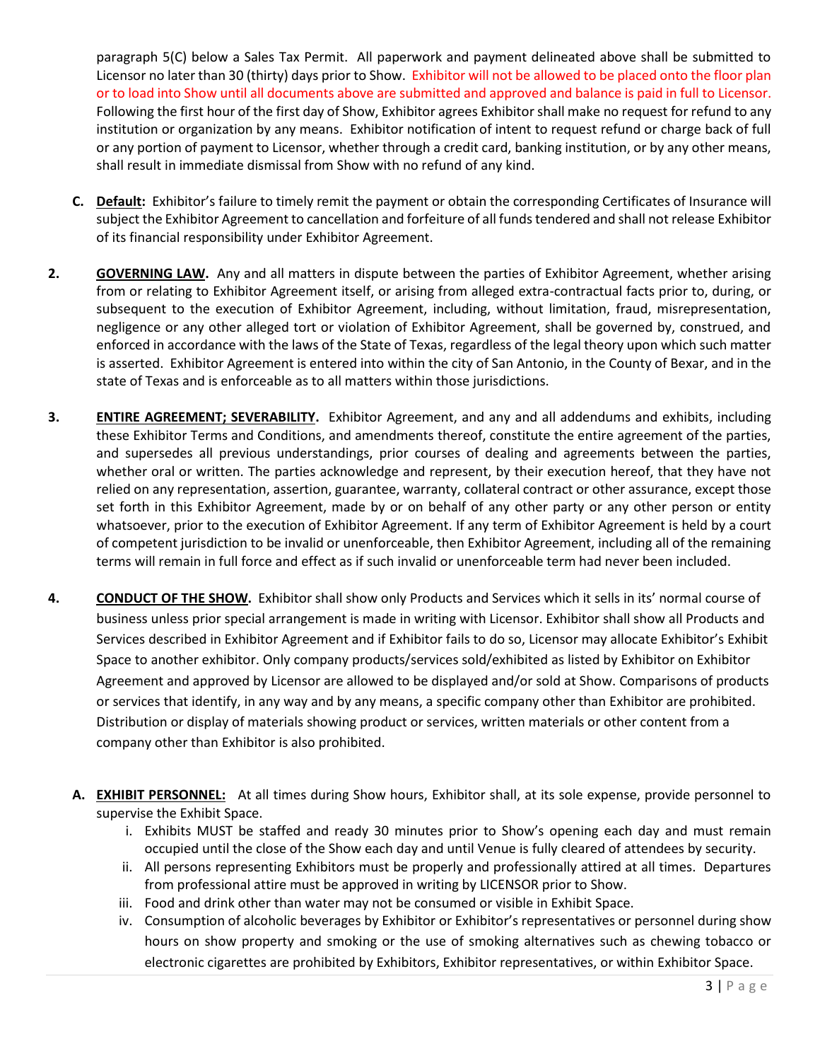paragraph 5(C) below a Sales Tax Permit. All paperwork and payment delineated above shall be submitted to Licensor no later than 30 (thirty) days prior to Show. Exhibitor will not be allowed to be placed onto the floor plan or to load into Show until all documents above are submitted and approved and balance is paid in full to Licensor. Following the first hour of the first day of Show, Exhibitor agrees Exhibitor shall make no request for refund to any institution or organization by any means. Exhibitor notification of intent to request refund or charge back of full or any portion of payment to Licensor, whether through a credit card, banking institution, or by any other means, shall result in immediate dismissal from Show with no refund of any kind.

C. **Default:** Exhibitor's failure to timely remit the payment or obtain the corresponding Certificates of Insurance will subject the Exhibitor Agreement to cancellation and forfeiture of all funds tendered and shall not release Exhibitor of its financial responsibility under Exhibitor Agreement.

2. **GOVERNING LAW.** Any and all matters in dispute between the parties of Exhibitor Agreement, whether arising from or relating to Exhibitor Agreement itself, or arising from alleged extra-contractual facts prior to, during, or subsequent to the execution of Exhibitor Agreement, including, without limitation, fraud, misrepresentation, negligence or any other alleged tort or violation of Exhibitor Agreement, shall be governed by, construed, and enforced in accordance with the laws of the State of Texas, regardless of the legal theory upon which such matter is asserted. Exhibitor Agreement is entered into within the city of San Antonio, in the County of Bexar, and in the state of Texas and is enforceable as to all matters within those jurisdictions.

3. **ENTIRE AGREEMENT; SEVERABILITY.** Exhibitor Agreement, and any and all addendums and exhibits, including these Exhibitor Terms and Conditions, and amendments thereof, constitute the entire agreement of the parties, and supersedes all previous understandings, prior courses of dealing and agreements between the parties, whether oral or written. The parties acknowledge and represent, by their execution hereof, that they have not relied on any representation, assertion, guarantee, warranty, collateral contract or other assurance, except those set forth in this Exhibitor Agreement, made by or on behalf of any other party or any other person or entity whatsoever, prior to the execution of Exhibitor Agreement. If any term of Exhibitor Agreement is held by a court of competent jurisdiction to be invalid or unenforceable, then Exhibitor Agreement, including all of the remaining terms will remain in full force and effect as if such invalid or unenforceable term had never been included.

4. **CONDUCT OF THE SHOW.** Exhibitor shall show only Products and Services which it sells in its' normal course of business unless prior special arrangement is made in writing with Licensor. Exhibitor shall show all Products and Services described in Exhibitor Agreement and if Exhibitor fails to do so, Licensor may allocate Exhibitor's Exhibit Space to another exhibitor. Only company products/services sold/exhibited as listed by Exhibitor on Exhibitor Agreement and approved by Licensor are allowed to be displayed and/or sold at Show. Comparisons of products or services that identify, in any way and by any means, a specific company other than Exhibitor are prohibited. Distribution or display of materials showing product or services, written materials or other content from a company other than Exhibitor is also prohibited.

A. **EXHIBIT PERSONNEL:** At all times during Show hours, Exhibitor shall, at its sole expense, provide personnel to supervise the Exhibit Space.

i. Exhibits MUST be staffed and ready 30 minutes prior to Show's opening each day and must remain occupied until the close of the Show each day and until Venue is fully cleared of attendees by security.
ii. All persons representing Exhibitors must be properly and professionally attired at all times. Departures from professional attire must be approved in writing by LICENSOR prior to Show.
iii. Food and drink other than water may not be consumed or visible in Exhibit Space.
iv. Consumption of alcoholic beverages by Exhibitor or Exhibitor's representatives or personnel during show hours on show property and smoking or the use of smoking alternatives such as chewing tobacco or electronic cigarettes are prohibited by Exhibitors, Exhibitor representatives, or within Exhibitor Space.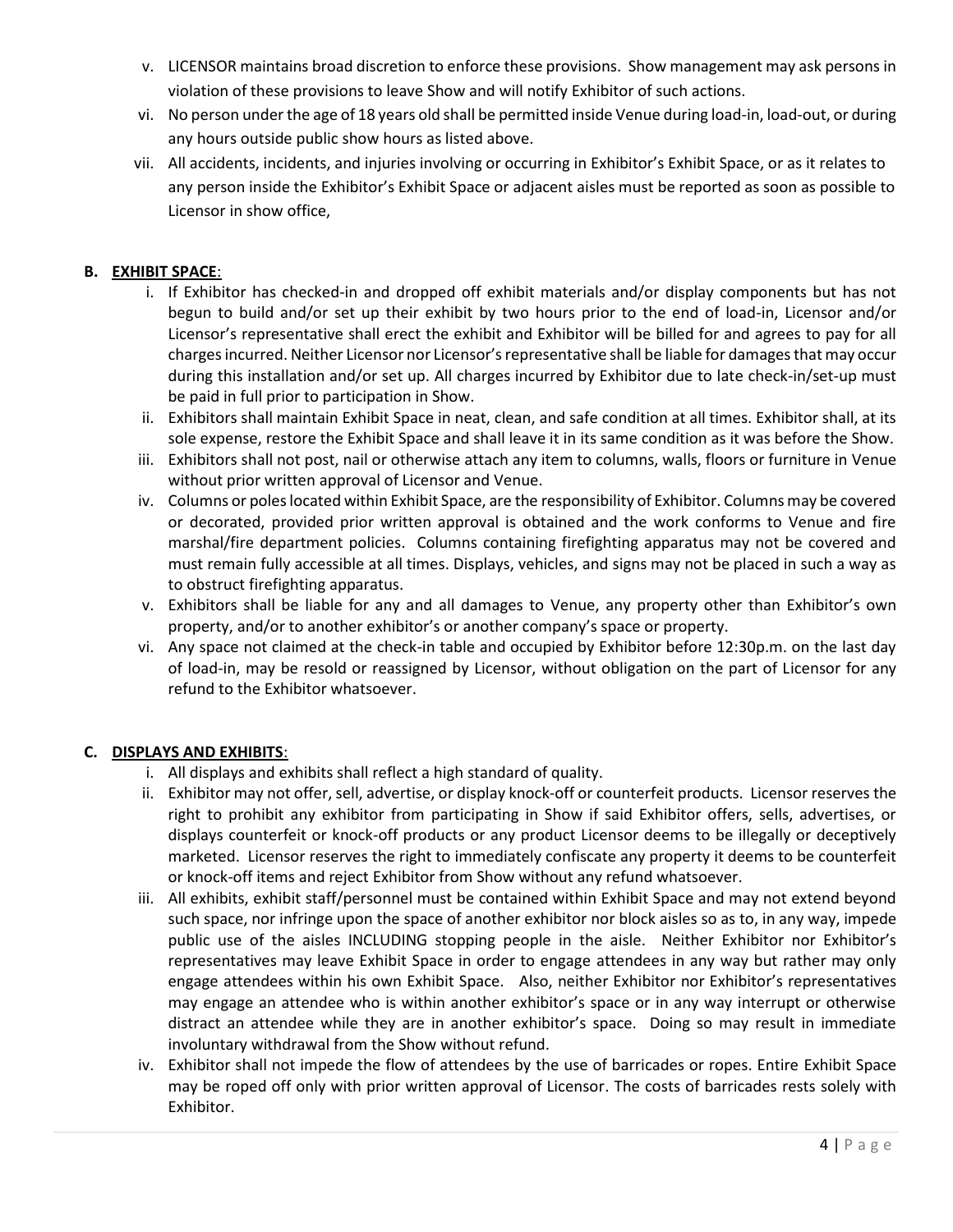v. LICENSOR maintains broad discretion to enforce these provisions. Show management may ask persons in violation of these provisions to leave Show and will notify Exhibitor of such actions.

vi. No person under the age of 18 years old shall be permitted inside Venue during load-in, load-out, or during any hours outside public show hours as listed above.

vii. All accidents, incidents, and injuries involving or occurring in Exhibitor's Exhibit Space, or as it relates to any person inside the Exhibitor's Exhibit Space or adjacent aisles must be reported as soon as possible to Licensor in show office,

**B. <u>EXHIBIT SPACE</u>:**

i. If Exhibitor has checked-in and dropped off exhibit materials and/or display components but has not begun to build and/or set up their exhibit by two hours prior to the end of load-in, Licensor and/or Licensor's representative shall erect the exhibit and Exhibitor will be billed for and agrees to pay for all charges incurred. Neither Licensor nor Licensor's representative shall be liable for damages that may occur during this installation and/or set up. All charges incurred by Exhibitor due to late check-in/set-up must be paid in full prior to participation in Show.

ii. Exhibitors shall maintain Exhibit Space in neat, clean, and safe condition at all times. Exhibitor shall, at its sole expense, restore the Exhibit Space and shall leave it in its same condition as it was before the Show.

iii. Exhibitors shall not post, nail or otherwise attach any item to columns, walls, floors or furniture in Venue without prior written approval of Licensor and Venue.

iv. Columns or poles located within Exhibit Space, are the responsibility of Exhibitor. Columns may be covered or decorated, provided prior written approval is obtained and the work conforms to Venue and fire marshal/fire department policies. Columns containing firefighting apparatus may not be covered and must remain fully accessible at all times. Displays, vehicles, and signs may not be placed in such a way as to obstruct firefighting apparatus.

v. Exhibitors shall be liable for any and all damages to Venue, any property other than Exhibitor's own property, and/or to another exhibitor's or another company's space or property.

vi. Any space not claimed at the check-in table and occupied by Exhibitor before 12:30p.m. on the last day of load-in, may be resold or reassigned by Licensor, without obligation on the part of Licensor for any refund to the Exhibitor whatsoever.

**C. <u>DISPLAYS AND EXHIBITS</u>:**

i. All displays and exhibits shall reflect a high standard of quality.

ii. Exhibitor may not offer, sell, advertise, or display knock-off or counterfeit products. Licensor reserves the right to prohibit any exhibitor from participating in Show if said Exhibitor offers, sells, advertises, or displays counterfeit or knock-off products or any product Licensor deems to be illegally or deceptively marketed. Licensor reserves the right to immediately confiscate any property it deems to be counterfeit or knock-off items and reject Exhibitor from Show without any refund whatsoever.

iii. All exhibits, exhibit staff/personnel must be contained within Exhibit Space and may not extend beyond such space, nor infringe upon the space of another exhibitor nor block aisles so as to, in any way, impede public use of the aisles INCLUDING stopping people in the aisle. Neither Exhibitor nor Exhibitor's representatives may leave Exhibit Space in order to engage attendees in any way but rather may only engage attendees within his own Exhibit Space. Also, neither Exhibitor nor Exhibitor's representatives may engage an attendee who is within another exhibitor's space or in any way interrupt or otherwise distract an attendee while they are in another exhibitor's space. Doing so may result in immediate involuntary withdrawal from the Show without refund.

iv. Exhibitor shall not impede the flow of attendees by the use of barricades or ropes. Entire Exhibit Space may be roped off only with prior written approval of Licensor. The costs of barricades rests solely with Exhibitor.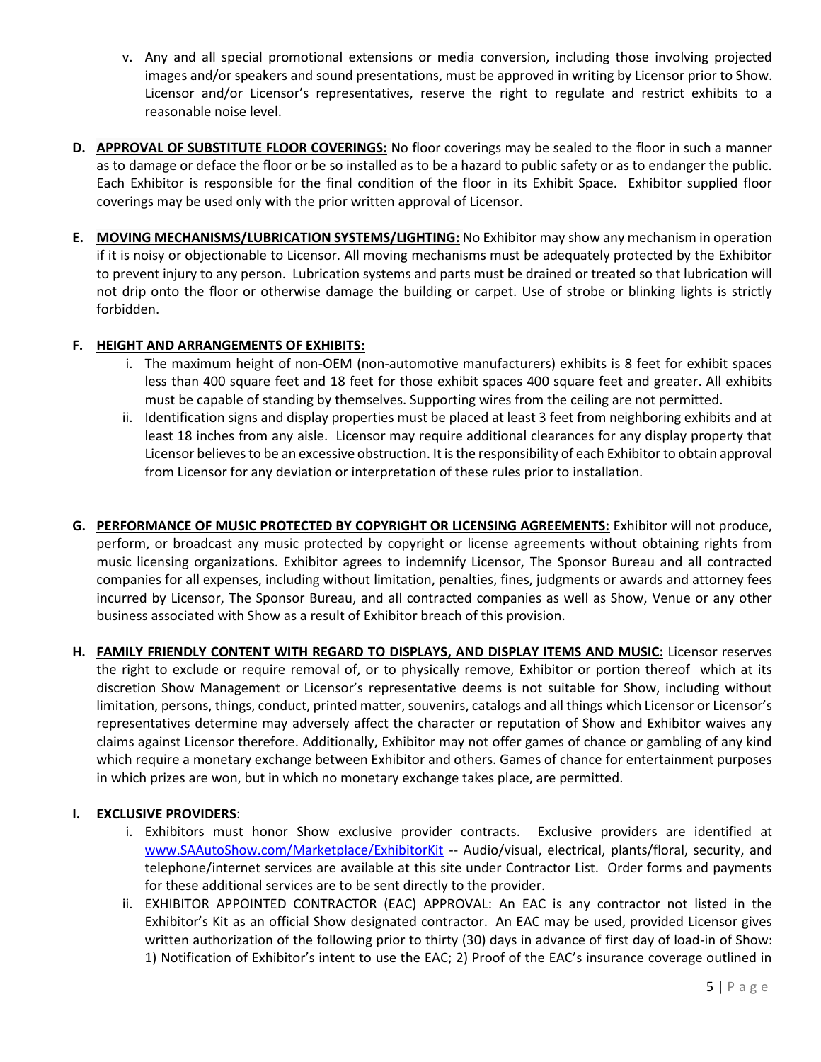v. Any and all special promotional extensions or media conversion, including those involving projected images and/or speakers and sound presentations, must be approved in writing by Licensor prior to Show. Licensor and/or Licensor's representatives, reserve the right to regulate and restrict exhibits to a reasonable noise level.

**D. <u>APPROVAL OF SUBSTITUTE FLOOR COVERINGS:</u>** No floor coverings may be sealed to the floor in such a manner as to damage or deface the floor or be so installed as to be a hazard to public safety or as to endanger the public. Each Exhibitor is responsible for the final condition of the floor in its Exhibit Space. Exhibitor supplied floor coverings may be used only with the prior written approval of Licensor.

**E. <u>MOVING MECHANISMS/LUBRICATION SYSTEMS/LIGHTING:</u>** No Exhibitor may show any mechanism in operation if it is noisy or objectionable to Licensor. All moving mechanisms must be adequately protected by the Exhibitor to prevent injury to any person. Lubrication systems and parts must be drained or treated so that lubrication will not drip onto the floor or otherwise damage the building or carpet. Use of strobe or blinking lights is strictly forbidden.

**F. <u>HEIGHT AND ARRANGEMENTS OF EXHIBITS:</u>**

i. The maximum height of non-OEM (non-automotive manufacturers) exhibits is 8 feet for exhibit spaces less than 400 square feet and 18 feet for those exhibit spaces 400 square feet and greater. All exhibits must be capable of standing by themselves. Supporting wires from the ceiling are not permitted.

ii. Identification signs and display properties must be placed at least 3 feet from neighboring exhibits and at least 18 inches from any aisle. Licensor may require additional clearances for any display property that Licensor believes to be an excessive obstruction. It is the responsibility of each Exhibitor to obtain approval from Licensor for any deviation or interpretation of these rules prior to installation.

**G. <u>PERFORMANCE OF MUSIC PROTECTED BY COPYRIGHT OR LICENSING AGREEMENTS:</u>** Exhibitor will not produce, perform, or broadcast any music protected by copyright or license agreements without obtaining rights from music licensing organizations. Exhibitor agrees to indemnify Licensor, The Sponsor Bureau and all contracted companies for all expenses, including without limitation, penalties, fines, judgments or awards and attorney fees incurred by Licensor, The Sponsor Bureau, and all contracted companies as well as Show, Venue or any other business associated with Show as a result of Exhibitor breach of this provision.

**H. <u>FAMILY FRIENDLY CONTENT WITH REGARD TO DISPLAYS, AND DISPLAY ITEMS AND MUSIC:</u>** Licensor reserves the right to exclude or require removal of, or to physically remove, Exhibitor or portion thereof which at its discretion Show Management or Licensor's representative deems is not suitable for Show, including without limitation, persons, things, conduct, printed matter, souvenirs, catalogs and all things which Licensor or Licensor's representatives determine may adversely affect the character or reputation of Show and Exhibitor waives any claims against Licensor therefore. Additionally, Exhibitor may not offer games of chance or gambling of any kind which require a monetary exchange between Exhibitor and others. Games of chance for entertainment purposes in which prizes are won, but in which no monetary exchange takes place, are permitted.

**I. <u>EXCLUSIVE PROVIDERS</u>:**

i. Exhibitors must honor Show exclusive provider contracts. Exclusive providers are identified at www.SAAutoShow.com/Marketplace/ExhibitorKit -- Audio/visual, electrical, plants/floral, security, and telephone/internet services are available at this site under Contractor List. Order forms and payments for these additional services are to be sent directly to the provider.

ii. EXHIBITOR APPOINTED CONTRACTOR (EAC) APPROVAL: An EAC is any contractor not listed in the Exhibitor's Kit as an official Show designated contractor. An EAC may be used, provided Licensor gives written authorization of the following prior to thirty (30) days in advance of first day of load-in of Show: 1) Notification of Exhibitor's intent to use the EAC; 2) Proof of the EAC's insurance coverage outlined in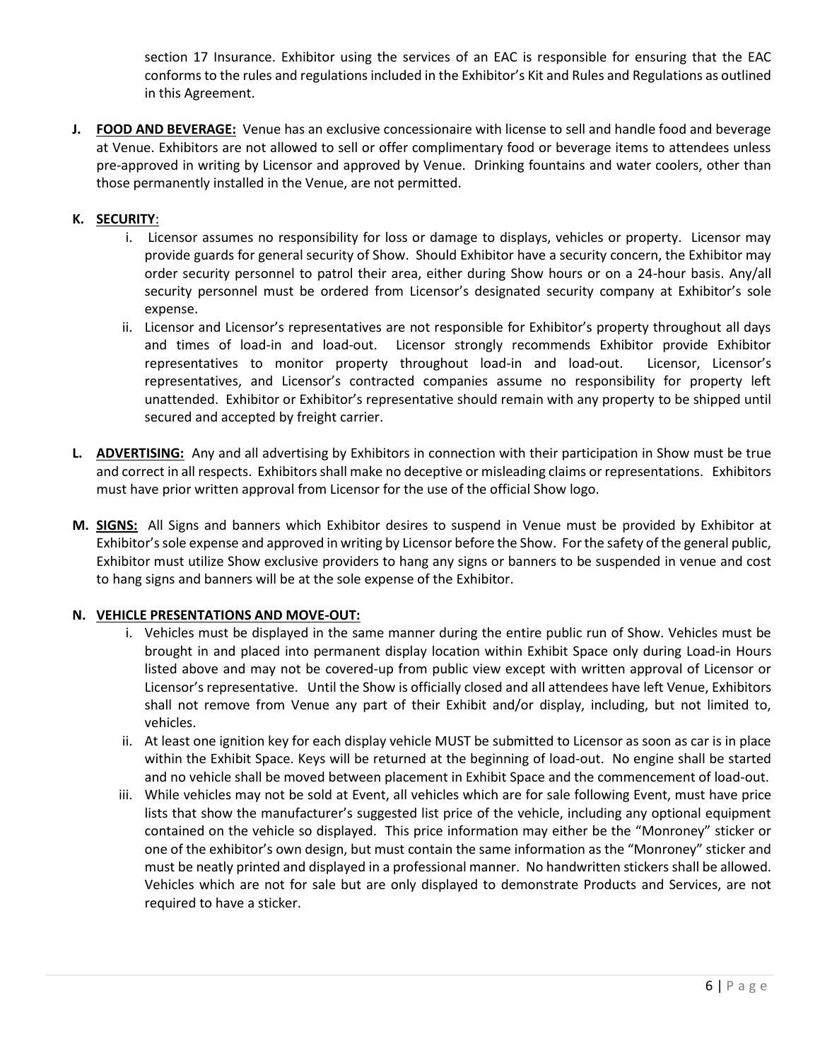section 17 Insurance. Exhibitor using the services of an EAC is responsible for ensuring that the EAC conforms to the rules and regulations included in the Exhibitor's Kit and Rules and Regulations as outlined in this Agreement.

**J.** **<u>FOOD AND BEVERAGE:</u>** Venue has an exclusive concessionaire with license to sell and handle food and beverage at Venue. Exhibitors are not allowed to sell or offer complimentary food or beverage items to attendees unless pre-approved in writing by Licensor and approved by Venue. Drinking fountains and water coolers, other than those permanently installed in the Venue, are not permitted.

**K.** **<u>SECURITY</u>:**

i. Licensor assumes no responsibility for loss or damage to displays, vehicles or property. Licensor may provide guards for general security of Show. Should Exhibitor have a security concern, the Exhibitor may order security personnel to patrol their area, either during Show hours or on a 24-hour basis. Any/all security personnel must be ordered from Licensor's designated security company at Exhibitor's sole expense.

ii. Licensor and Licensor's representatives are not responsible for Exhibitor's property throughout all days and times of load-in and load-out. Licensor strongly recommends Exhibitor provide Exhibitor representatives to monitor property throughout load-in and load-out. Licensor, Licensor's representatives, and Licensor's contracted companies assume no responsibility for property left unattended. Exhibitor or Exhibitor's representative should remain with any property to be shipped until secured and accepted by freight carrier.

**L.** **<u>ADVERTISING:</u>** Any and all advertising by Exhibitors in connection with their participation in Show must be true and correct in all respects. Exhibitors shall make no deceptive or misleading claims or representations. Exhibitors must have prior written approval from Licensor for the use of the official Show logo.

**M.** **<u>SIGNS:</u>** All Signs and banners which Exhibitor desires to suspend in Venue must be provided by Exhibitor at Exhibitor's sole expense and approved in writing by Licensor before the Show. For the safety of the general public, Exhibitor must utilize Show exclusive providers to hang any signs or banners to be suspended in venue and cost to hang signs and banners will be at the sole expense of the Exhibitor.

**N.** **<u>VEHICLE PRESENTATIONS AND MOVE-OUT:</u>**

i. Vehicles must be displayed in the same manner during the entire public run of Show. Vehicles must be brought in and placed into permanent display location within Exhibit Space only during Load-in Hours listed above and may not be covered-up from public view except with written approval of Licensor or Licensor's representative. Until the Show is officially closed and all attendees have left Venue, Exhibitors shall not remove from Venue any part of their Exhibit and/or display, including, but not limited to, vehicles.

ii. At least one ignition key for each display vehicle MUST be submitted to Licensor as soon as car is in place within the Exhibit Space. Keys will be returned at the beginning of load-out. No engine shall be started and no vehicle shall be moved between placement in Exhibit Space and the commencement of load-out.

iii. While vehicles may not be sold at Event, all vehicles which are for sale following Event, must have price lists that show the manufacturer's suggested list price of the vehicle, including any optional equipment contained on the vehicle so displayed. This price information may either be the "Monroney" sticker or one of the exhibitor's own design, but must contain the same information as the "Monroney" sticker and must be neatly printed and displayed in a professional manner. No handwritten stickers shall be allowed. Vehicles which are not for sale but are only displayed to demonstrate Products and Services, are not required to have a sticker.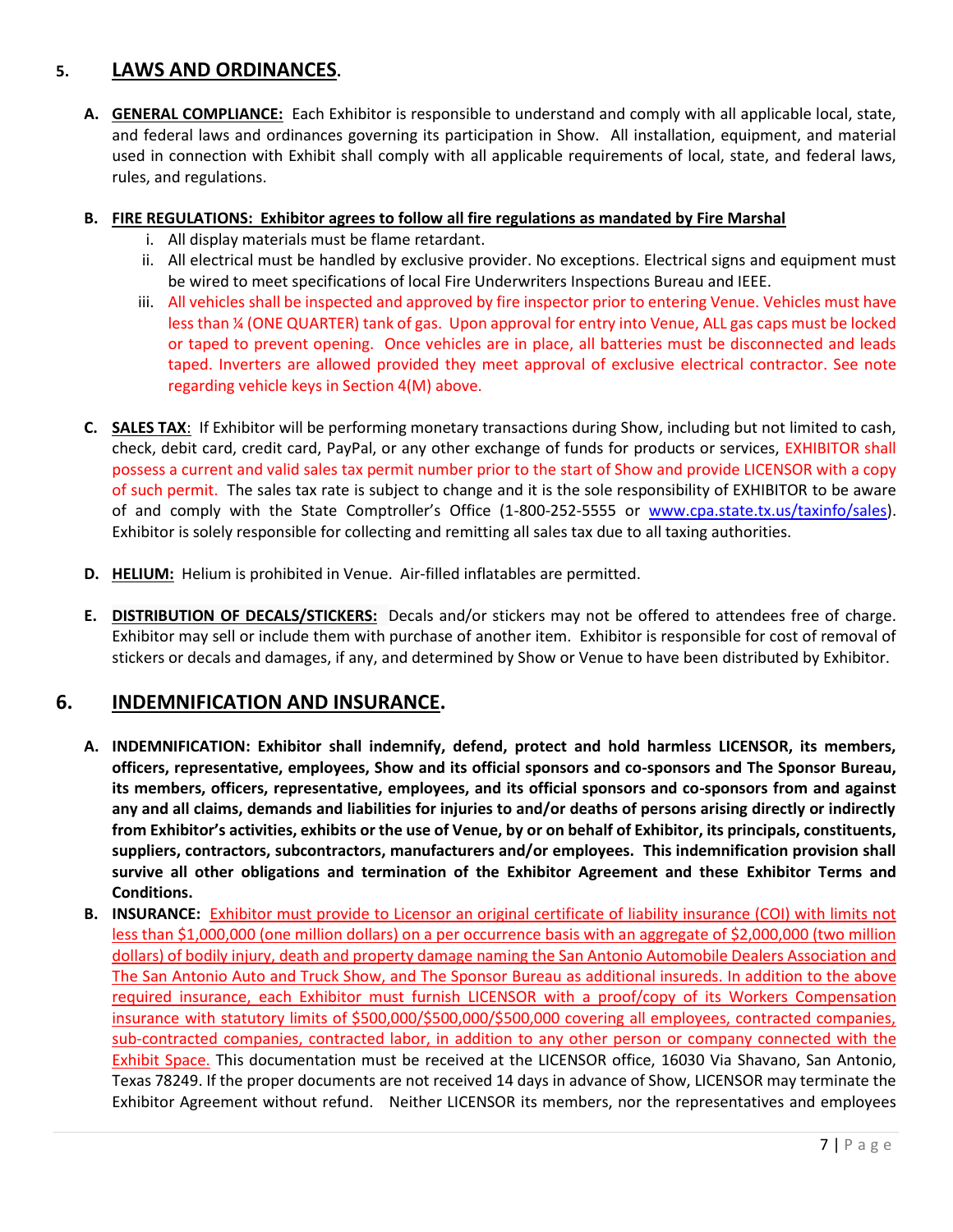## 5. LAWS AND ORDINANCES.

**A. GENERAL COMPLIANCE:** Each Exhibitor is responsible to understand and comply with all applicable local, state, and federal laws and ordinances governing its participation in Show. All installation, equipment, and material used in connection with Exhibit shall comply with all applicable requirements of local, state, and federal laws, rules, and regulations.

**B. FIRE REGULATIONS: Exhibitor agrees to follow all fire regulations as mandated by Fire Marshal**

i. All display materials must be flame retardant.

ii. All electrical must be handled by exclusive provider. No exceptions. Electrical signs and equipment must be wired to meet specifications of local Fire Underwriters Inspections Bureau and IEEE.

iii. All vehicles shall be inspected and approved by fire inspector prior to entering Venue. Vehicles must have less than ¼ (ONE QUARTER) tank of gas. Upon approval for entry into Venue, ALL gas caps must be locked or taped to prevent opening. Once vehicles are in place, all batteries must be disconnected and leads taped. Inverters are allowed provided they meet approval of exclusive electrical contractor. See note regarding vehicle keys in Section 4(M) above.

**C. SALES TAX:** If Exhibitor will be performing monetary transactions during Show, including but not limited to cash, check, debit card, credit card, PayPal, or any other exchange of funds for products or services, EXHIBITOR shall possess a current and valid sales tax permit number prior to the start of Show and provide LICENSOR with a copy of such permit. The sales tax rate is subject to change and it is the sole responsibility of EXHIBITOR to be aware of and comply with the State Comptroller's Office (1-800-252-5555 or www.cpa.state.tx.us/taxinfo/sales). Exhibitor is solely responsible for collecting and remitting all sales tax due to all taxing authorities.

**D. HELIUM:** Helium is prohibited in Venue. Air-filled inflatables are permitted.

**E. DISTRIBUTION OF DECALS/STICKERS:** Decals and/or stickers may not be offered to attendees free of charge. Exhibitor may sell or include them with purchase of another item. Exhibitor is responsible for cost of removal of stickers or decals and damages, if any, and determined by Show or Venue to have been distributed by Exhibitor.

## 6. INDEMNIFICATION AND INSURANCE.

**A. INDEMNIFICATION: Exhibitor shall indemnify, defend, protect and hold harmless LICENSOR, its members, officers, representative, employees, Show and its official sponsors and co-sponsors and The Sponsor Bureau, its members, officers, representative, employees, and its official sponsors and co-sponsors from and against any and all claims, demands and liabilities for injuries to and/or deaths of persons arising directly or indirectly from Exhibitor's activities, exhibits or the use of Venue, by or on behalf of Exhibitor, its principals, constituents, suppliers, contractors, subcontractors, manufacturers and/or employees. This indemnification provision shall survive all other obligations and termination of the Exhibitor Agreement and these Exhibitor Terms and Conditions.**

**B. INSURANCE:** Exhibitor must provide to Licensor an original certificate of liability insurance (COI) with limits not less than $1,000,000 (one million dollars) on a per occurrence basis with an aggregate of $2,000,000 (two million dollars) of bodily injury, death and property damage naming the San Antonio Automobile Dealers Association and The San Antonio Auto and Truck Show, and The Sponsor Bureau as additional insureds. In addition to the above required insurance, each Exhibitor must furnish LICENSOR with a proof/copy of its Workers Compensation insurance with statutory limits of $500,000/$500,000/$500,000 covering all employees, contracted companies, sub-contracted companies, contracted labor, in addition to any other person or company connected with the Exhibit Space. This documentation must be received at the LICENSOR office, 16030 Via Shavano, San Antonio, Texas 78249. If the proper documents are not received 14 days in advance of Show, LICENSOR may terminate the Exhibitor Agreement without refund. Neither LICENSOR its members, nor the representatives and employees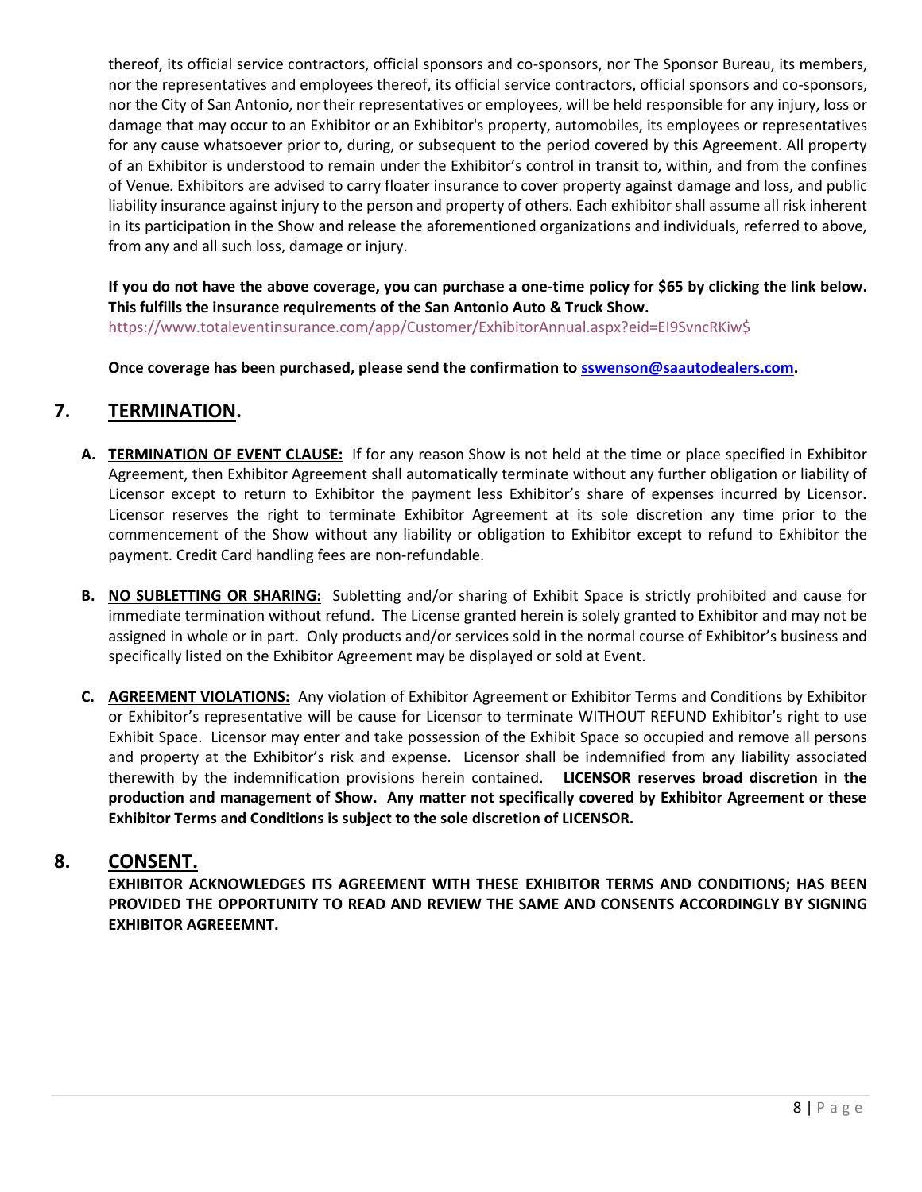thereof, its official service contractors, official sponsors and co-sponsors, nor The Sponsor Bureau, its members, nor the representatives and employees thereof, its official service contractors, official sponsors and co-sponsors, nor the City of San Antonio, nor their representatives or employees, will be held responsible for any injury, loss or damage that may occur to an Exhibitor or an Exhibitor's property, automobiles, its employees or representatives for any cause whatsoever prior to, during, or subsequent to the period covered by this Agreement. All property of an Exhibitor is understood to remain under the Exhibitor's control in transit to, within, and from the confines of Venue. Exhibitors are advised to carry floater insurance to cover property against damage and loss, and public liability insurance against injury to the person and property of others. Each exhibitor shall assume all risk inherent in its participation in the Show and release the aforementioned organizations and individuals, referred to above, from any and all such loss, damage or injury.

**If you do not have the above coverage, you can purchase a one-time policy for $65 by clicking the link below. This fulfills the insurance requirements of the San Antonio Auto & Truck Show.**
https://www.totaleventinsurance.com/app/Customer/ExhibitorAnnual.aspx?eid=EI9SvncRKiw$

**Once coverage has been purchased, please send the confirmation to sswenson@saautodealers.com.**

## 7. TERMINATION.

**A. TERMINATION OF EVENT CLAUSE:** If for any reason Show is not held at the time or place specified in Exhibitor Agreement, then Exhibitor Agreement shall automatically terminate without any further obligation or liability of Licensor except to return to Exhibitor the payment less Exhibitor's share of expenses incurred by Licensor. Licensor reserves the right to terminate Exhibitor Agreement at its sole discretion any time prior to the commencement of the Show without any liability or obligation to Exhibitor except to refund to Exhibitor the payment. Credit Card handling fees are non-refundable.

**B. NO SUBLETTING OR SHARING:** Subletting and/or sharing of Exhibit Space is strictly prohibited and cause for immediate termination without refund. The License granted herein is solely granted to Exhibitor and may not be assigned in whole or in part. Only products and/or services sold in the normal course of Exhibitor's business and specifically listed on the Exhibitor Agreement may be displayed or sold at Event.

**C. AGREEMENT VIOLATIONS:** Any violation of Exhibitor Agreement or Exhibitor Terms and Conditions by Exhibitor or Exhibitor's representative will be cause for Licensor to terminate WITHOUT REFUND Exhibitor's right to use Exhibit Space. Licensor may enter and take possession of the Exhibit Space so occupied and remove all persons and property at the Exhibitor's risk and expense. Licensor shall be indemnified from any liability associated therewith by the indemnification provisions herein contained. **LICENSOR reserves broad discretion in the production and management of Show. Any matter not specifically covered by Exhibitor Agreement or these Exhibitor Terms and Conditions is subject to the sole discretion of LICENSOR.**

## 8. CONSENT.

**EXHIBITOR ACKNOWLEDGES ITS AGREEMENT WITH THESE EXHIBITOR TERMS AND CONDITIONS; HAS BEEN PROVIDED THE OPPORTUNITY TO READ AND REVIEW THE SAME AND CONSENTS ACCORDINGLY BY SIGNING EXHIBITOR AGREEEMNT.**